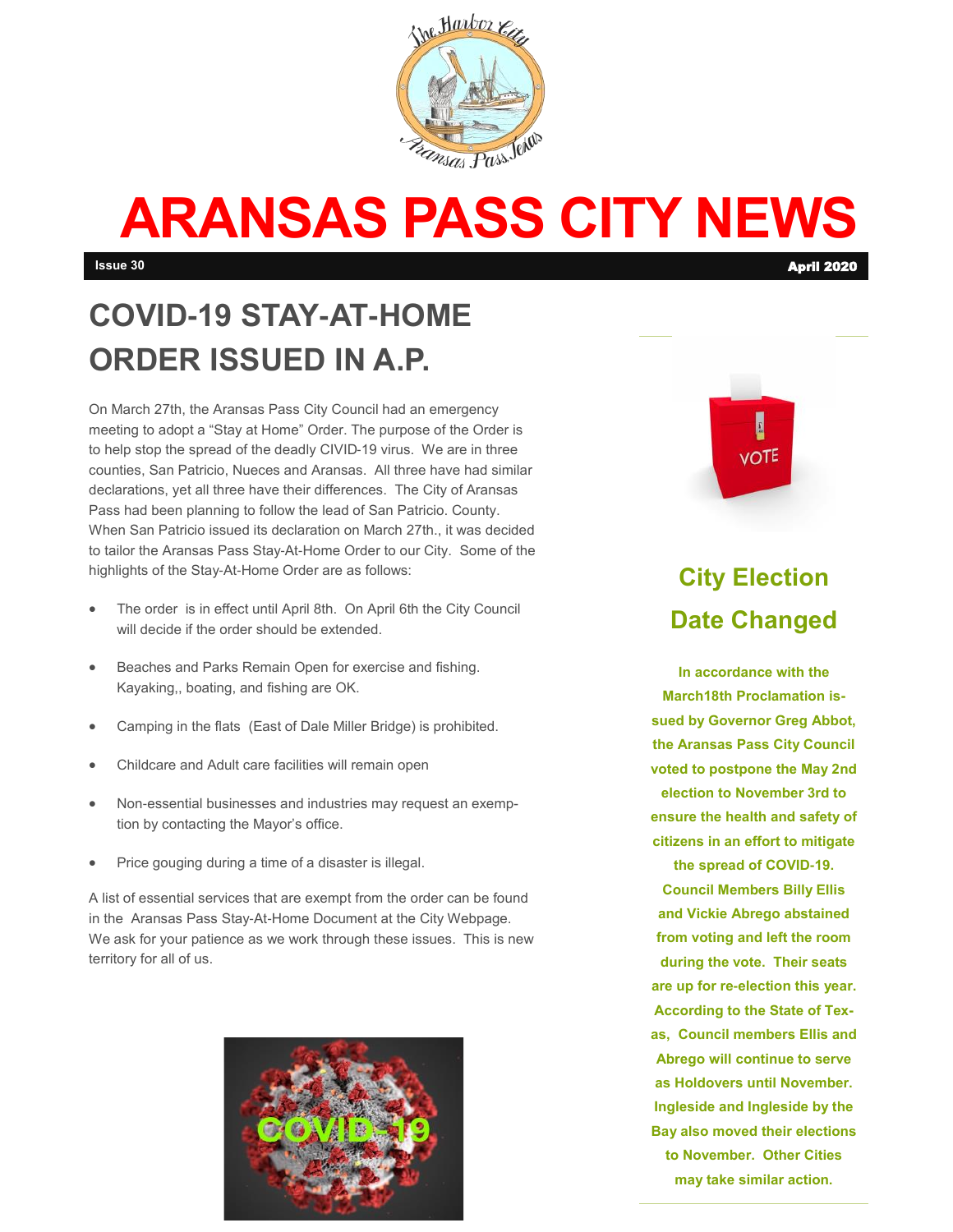# ARANSAS PASS CITY NEWS

**Issue 30** **April 2020**

## COVID-19 STAY-AT-HOME ORDER ISSUED IN A.P.

On March 27th, the Aransas Pass City Council had an emergency meeting to adopt a "Stay at Home" Order. The purpose of the Order is to help stop the spread of the deadly CIVID-19 virus. We are in three counties, San Patricio, Nueces and Aransas. All three have had similar declarations, yet all three have their differences. The City of Aransas Pass had been planning to follow the lead of San Patricio. County. When San Patricio issued its declaration on March 27th., it was decided to tailor the Aransas Pass Stay-At-Home Order to our City. Some of the highlights of the Stay-At-Home Order are as follows:

- The order is in effect until April 8th. On April 6th the City Council will decide if the order should be extended.
- Beaches and Parks Remain Open for exercise and fishing. Kayaking,, boating, and fishing are OK.
- Camping in the flats (East of Dale Miller Bridge) is prohibited.
- Childcare and Adult care facilities will remain open
- Non-essential businesses and industries may request an exemption by contacting the Mayor's office.
- Price gouging during a time of a disaster is illegal.

A list of essential services that are exempt from the order can be found in the Aransas Pass Stay-At-Home Document at the City Webpage. We ask for your patience as we work through these issues. This is new territory for all of us.

## City Election Date Changed

**In accordance with the March18th Proclamation issued by Governor Greg Abbot, the Aransas Pass City Council voted to postpone the May 2nd election to November 3rd to ensure the health and safety of citizens in an effort to mitigate the spread of COVID-19. Council Members Billy Ellis and Vickie Abrego abstained from voting and left the room during the vote. Their seats are up for re-election this year. According to the State of Texas, Council members Ellis and Abrego will continue to serve as Holdovers until November. Ingleside and Ingleside by the Bay also moved their elections to November. Other Cities may take similar action.**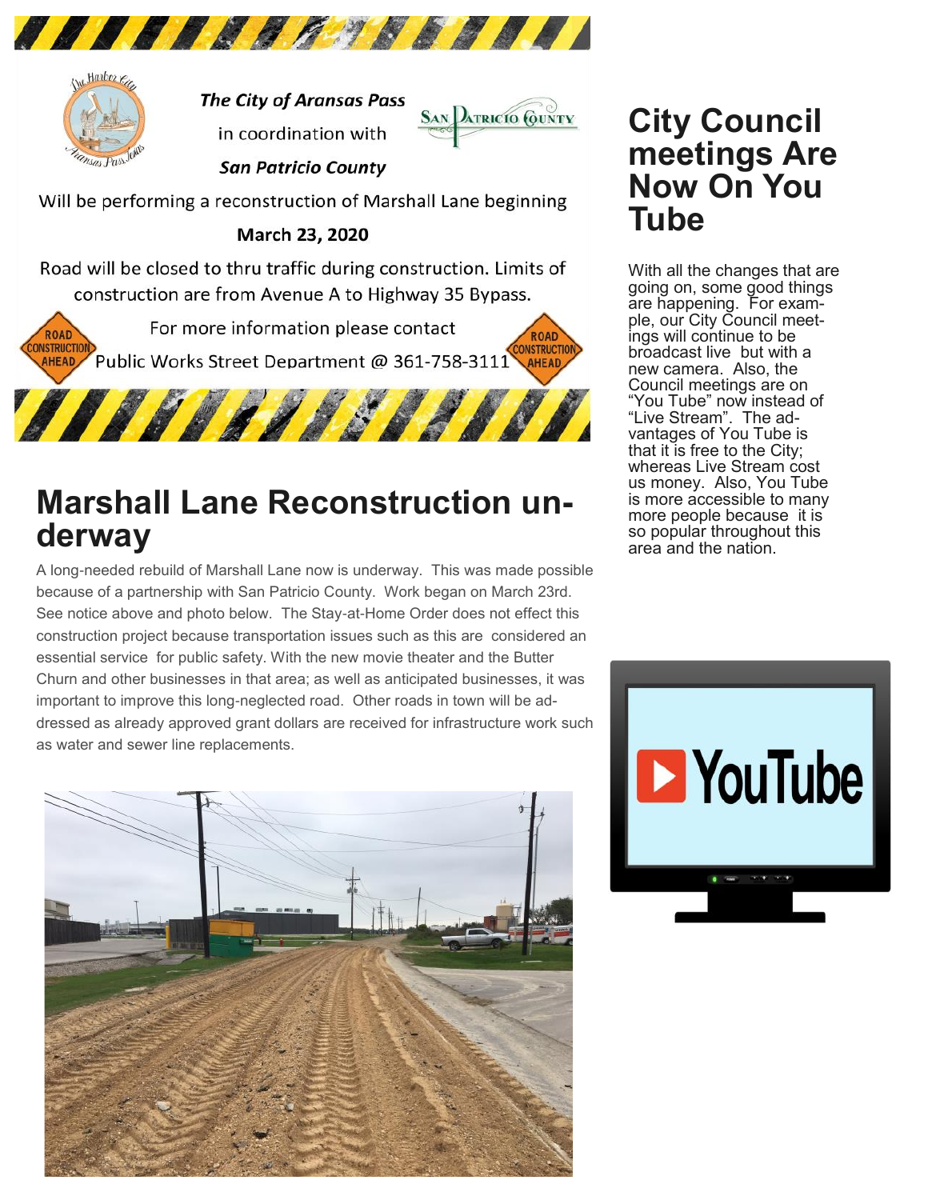*The City of Aransas Pass*

in coordination with

*San Patricio County*

Will be performing a reconstruction of Marshall Lane beginning

**March 23, 2020**

Road will be closed to thru traffic during construction. Limits of construction are from Avenue A to Highway 35 Bypass.

For more information please contact

Public Works Street Department @ 361-758-3111

# Marshall Lane Reconstruction underway

A long-needed rebuild of Marshall Lane now is underway. This was made possible because of a partnership with San Patricio County. Work began on March 23rd. See notice above and photo below. The Stay-at-Home Order does not effect this construction project because transportation issues such as this are considered an essential service for public safety. With the new movie theater and the Butter Churn and other businesses in that area; as well as anticipated businesses, it was important to improve this long-neglected road. Other roads in town will be addressed as already approved grant dollars are received for infrastructure work such as water and sewer line replacements.

# City Council meetings Are Now On You Tube

With all the changes that are going on, some good things are happening. For example, our City Council meetings will continue to be broadcast live but with a new camera. Also, the Council meetings are on "You Tube" now instead of "Live Stream". The advantages of You Tube is that it is free to the City; whereas Live Stream cost us money. Also, You Tube is more accessible to many more people because it is so popular throughout this area and the nation.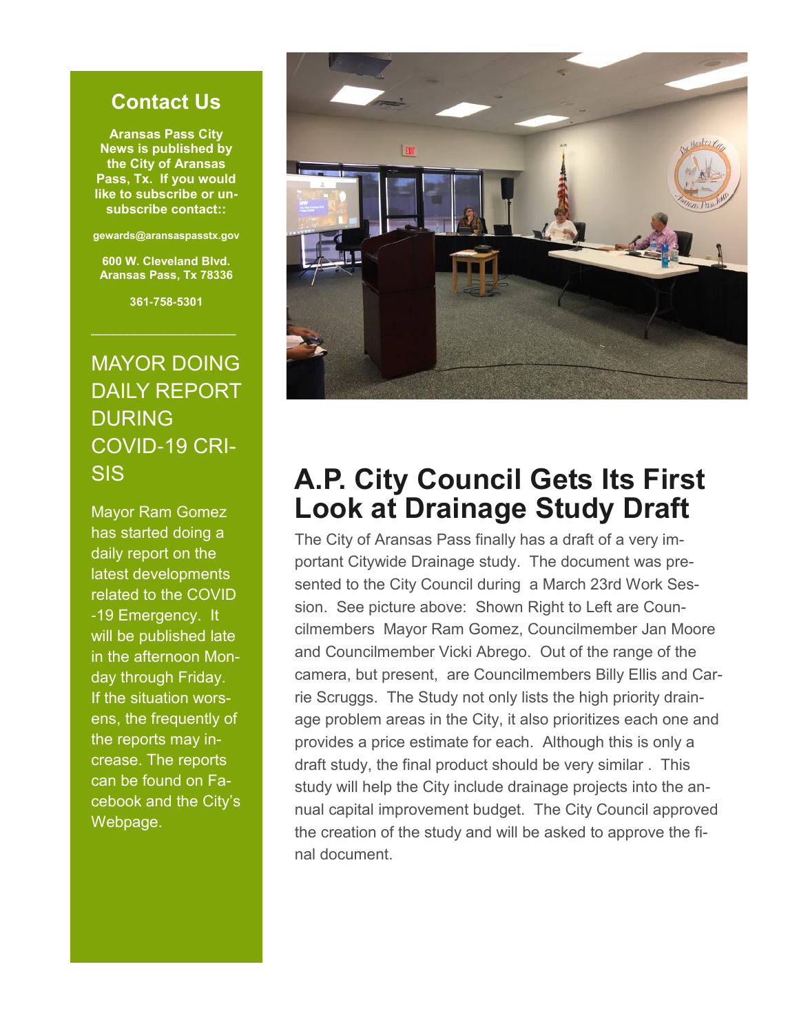## Contact Us

**Aransas Pass City News is published by the City of Aransas Pass, Tx. If you would like to subscribe or unsubscribe contact::**

**gewards@aransaspasstx.gov**

**600 W. Cleveland Blvd. Aransas Pass, Tx 78336**

**361-758-5301**

---

## MAYOR DOING DAILY REPORT DURING COVID-19 CRISIS

Mayor Ram Gomez has started doing a daily report on the latest developments related to the COVID-19 Emergency. It will be published late in the afternoon Monday through Friday. If the situation worsens, the frequently of the reports may increase. The reports can be found on Facebook and the City's Webpage.

# A.P. City Council Gets Its First Look at Drainage Study Draft

The City of Aransas Pass finally has a draft of a very important Citywide Drainage study. The document was presented to the City Council during a March 23rd Work Session. See picture above: Shown Right to Left are Councilmembers Mayor Ram Gomez, Councilmember Jan Moore and Councilmember Vicki Abrego. Out of the range of the camera, but present, are Councilmembers Billy Ellis and Carrie Scruggs. The Study not only lists the high priority drainage problem areas in the City, it also prioritizes each one and provides a price estimate for each. Although this is only a draft study, the final product should be very similar . This study will help the City include drainage projects into the annual capital improvement budget. The City Council approved the creation of the study and will be asked to approve the final document.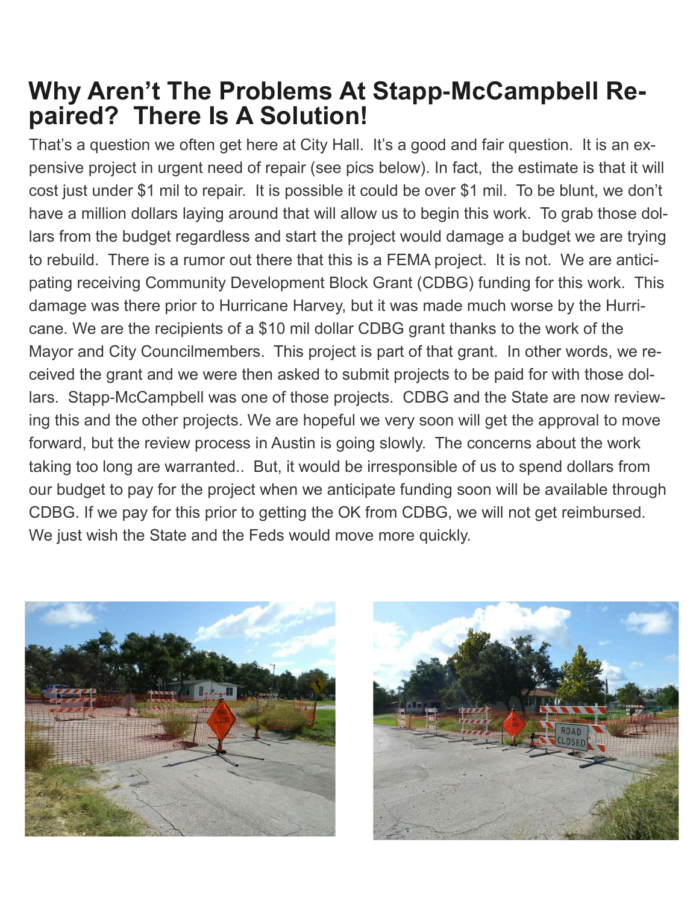# Why Aren't The Problems At Stapp-McCampbell Repaired? There Is A Solution!

That's a question we often get here at City Hall. It's a good and fair question. It is an expensive project in urgent need of repair (see pics below). In fact, the estimate is that it will cost just under $1 mil to repair. It is possible it could be over $1 mil. To be blunt, we don't have a million dollars laying around that will allow us to begin this work. To grab those dollars from the budget regardless and start the project would damage a budget we are trying to rebuild. There is a rumor out there that this is a FEMA project. It is not. We are anticipating receiving Community Development Block Grant (CDBG) funding for this work. This damage was there prior to Hurricane Harvey, but it was made much worse by the Hurricane. We are the recipients of a $10 mil dollar CDBG grant thanks to the work of the Mayor and City Councilmembers. This project is part of that grant. In other words, we received the grant and we were then asked to submit projects to be paid for with those dollars. Stapp-McCampbell was one of those projects. CDBG and the State are now reviewing this and the other projects. We are hopeful we very soon will get the approval to move forward, but the review process in Austin is going slowly. The concerns about the work taking too long are warranted.. But, it would be irresponsible of us to spend dollars from our budget to pay for the project when we anticipate funding soon will be available through CDBG. If we pay for this prior to getting the OK from CDBG, we will not get reimbursed. We just wish the State and the Feds would move more quickly.